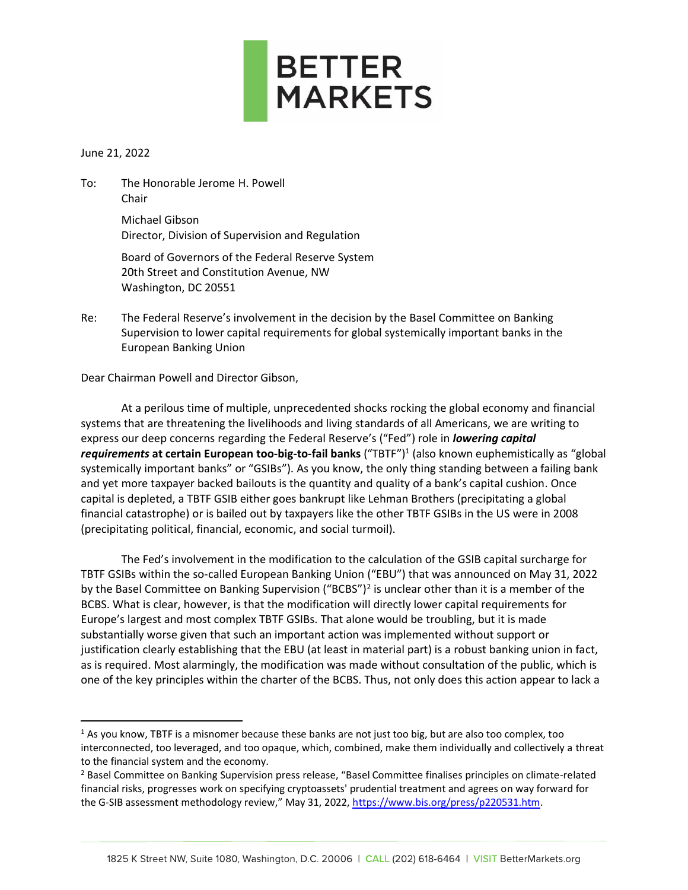BETTER MARKETS

June 21, 2022

To: The Honorable Jerome H. Powell
Chair

Michael Gibson
Director, Division of Supervision and Regulation

Board of Governors of the Federal Reserve System
20th Street and Constitution Avenue, NW
Washington, DC 20551

Re: The Federal Reserve's involvement in the decision by the Basel Committee on Banking Supervision to lower capital requirements for global systemically important banks in the European Banking Union

Dear Chairman Powell and Director Gibson,

At a perilous time of multiple, unprecedented shocks rocking the global economy and financial systems that are threatening the livelihoods and living standards of all Americans, we are writing to express our deep concerns regarding the Federal Reserve's ("Fed") role in ***lowering capital requirements*** **at certain European too-big-to-fail banks** ("TBTF")[1] (also known euphemistically as "global systemically important banks" or "GSIBs"). As you know, the only thing standing between a failing bank and yet more taxpayer backed bailouts is the quantity and quality of a bank's capital cushion. Once capital is depleted, a TBTF GSIB either goes bankrupt like Lehman Brothers (precipitating a global financial catastrophe) or is bailed out by taxpayers like the other TBTF GSIBs in the US were in 2008 (precipitating political, financial, economic, and social turmoil).

The Fed's involvement in the modification to the calculation of the GSIB capital surcharge for TBTF GSIBs within the so-called European Banking Union ("EBU") that was announced on May 31, 2022 by the Basel Committee on Banking Supervision ("BCBS")[2] is unclear other than it is a member of the BCBS. What is clear, however, is that the modification will directly lower capital requirements for Europe's largest and most complex TBTF GSIBs. That alone would be troubling, but it is made substantially worse given that such an important action was implemented without support or justification clearly establishing that the EBU (at least in material part) is a robust banking union in fact, as is required. Most alarmingly, the modification was made without consultation of the public, which is one of the key principles within the charter of the BCBS. Thus, not only does this action appear to lack a

---

[1] As you know, TBTF is a misnomer because these banks are not just too big, but are also too complex, too interconnected, too leveraged, and too opaque, which, combined, make them individually and collectively a threat to the financial system and the economy.

[2] Basel Committee on Banking Supervision press release, "Basel Committee finalises principles on climate-related financial risks, progresses work on specifying cryptoassets' prudential treatment and agrees on way forward for the G-SIB assessment methodology review," May 31, 2022, https://www.bis.org/press/p220531.htm.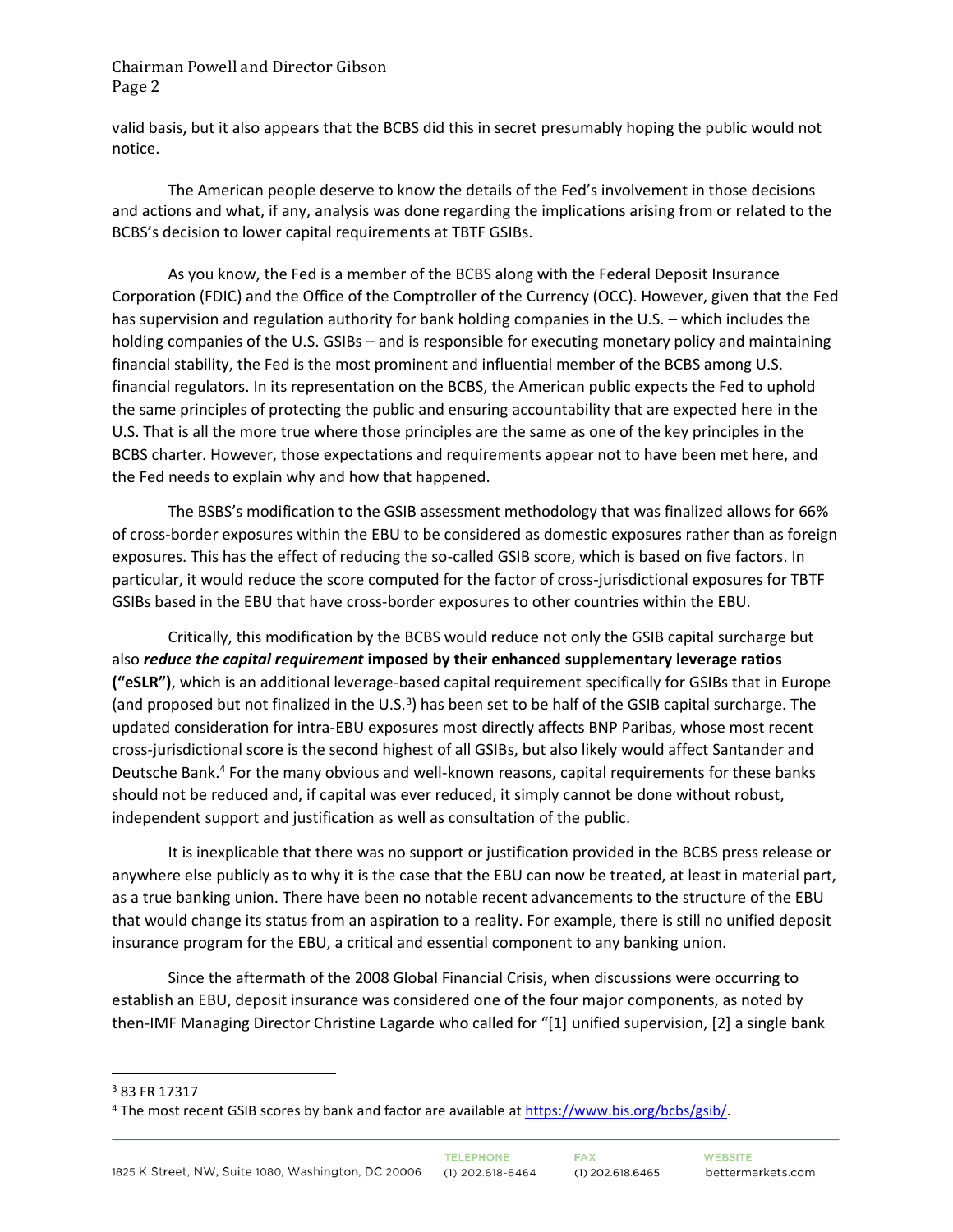valid basis, but it also appears that the BCBS did this in secret presumably hoping the public would not notice.

The American people deserve to know the details of the Fed's involvement in those decisions and actions and what, if any, analysis was done regarding the implications arising from or related to the BCBS's decision to lower capital requirements at TBTF GSIBs.

As you know, the Fed is a member of the BCBS along with the Federal Deposit Insurance Corporation (FDIC) and the Office of the Comptroller of the Currency (OCC). However, given that the Fed has supervision and regulation authority for bank holding companies in the U.S. – which includes the holding companies of the U.S. GSIBs – and is responsible for executing monetary policy and maintaining financial stability, the Fed is the most prominent and influential member of the BCBS among U.S. financial regulators. In its representation on the BCBS, the American public expects the Fed to uphold the same principles of protecting the public and ensuring accountability that are expected here in the U.S. That is all the more true where those principles are the same as one of the key principles in the BCBS charter. However, those expectations and requirements appear not to have been met here, and the Fed needs to explain why and how that happened.

The BSBS's modification to the GSIB assessment methodology that was finalized allows for 66% of cross-border exposures within the EBU to be considered as domestic exposures rather than as foreign exposures. This has the effect of reducing the so-called GSIB score, which is based on five factors. In particular, it would reduce the score computed for the factor of cross-jurisdictional exposures for TBTF GSIBs based in the EBU that have cross-border exposures to other countries within the EBU.

Critically, this modification by the BCBS would reduce not only the GSIB capital surcharge but also ***reduce the capital requirement*** **imposed by their enhanced supplementary leverage ratios ("eSLR")**, which is an additional leverage-based capital requirement specifically for GSIBs that in Europe (and proposed but not finalized in the U.S.[3]) has been set to be half of the GSIB capital surcharge. The updated consideration for intra-EBU exposures most directly affects BNP Paribas, whose most recent cross-jurisdictional score is the second highest of all GSIBs, but also likely would affect Santander and Deutsche Bank.[4] For the many obvious and well-known reasons, capital requirements for these banks should not be reduced and, if capital was ever reduced, it simply cannot be done without robust, independent support and justification as well as consultation of the public.

It is inexplicable that there was no support or justification provided in the BCBS press release or anywhere else publicly as to why it is the case that the EBU can now be treated, at least in material part, as a true banking union. There have been no notable recent advancements to the structure of the EBU that would change its status from an aspiration to a reality. For example, there is still no unified deposit insurance program for the EBU, a critical and essential component to any banking union.

Since the aftermath of the 2008 Global Financial Crisis, when discussions were occurring to establish an EBU, deposit insurance was considered one of the four major components, as noted by then-IMF Managing Director Christine Lagarde who called for "[1] unified supervision, [2] a single bank

---

[3] 83 FR 17317

[4] The most recent GSIB scores by bank and factor are available at https://www.bis.org/bcbs/gsib/.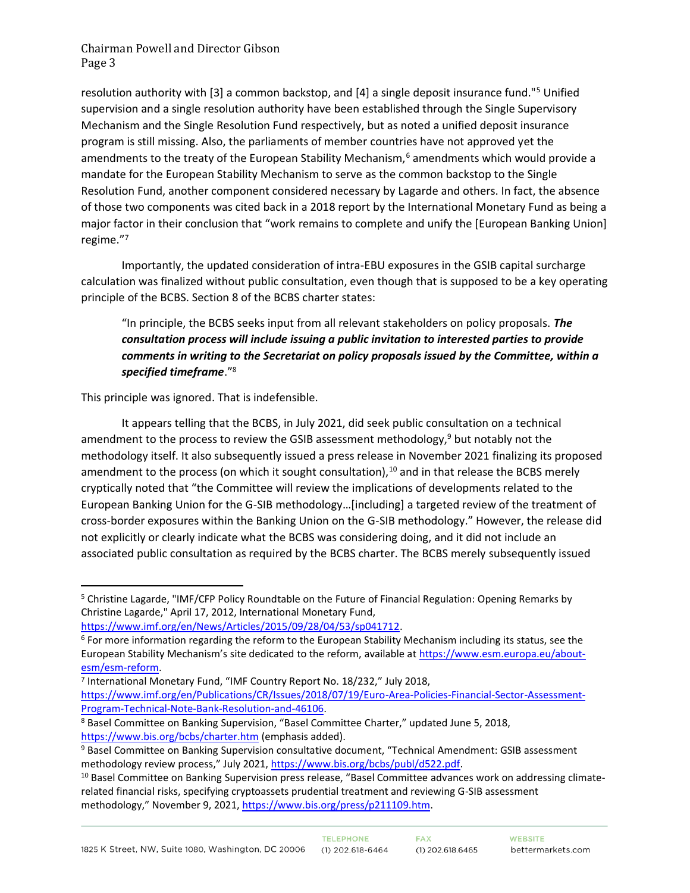resolution authority with [3] a common backstop, and [4] a single deposit insurance fund."[5] Unified supervision and a single resolution authority have been established through the Single Supervisory Mechanism and the Single Resolution Fund respectively, but as noted a unified deposit insurance program is still missing. Also, the parliaments of member countries have not approved yet the amendments to the treaty of the European Stability Mechanism,[6] amendments which would provide a mandate for the European Stability Mechanism to serve as the common backstop to the Single Resolution Fund, another component considered necessary by Lagarde and others. In fact, the absence of those two components was cited back in a 2018 report by the International Monetary Fund as being a major factor in their conclusion that "work remains to complete and unify the [European Banking Union] regime."[7]

Importantly, the updated consideration of intra-EBU exposures in the GSIB capital surcharge calculation was finalized without public consultation, even though that is supposed to be a key operating principle of the BCBS. Section 8 of the BCBS charter states:

> "In principle, the BCBS seeks input from all relevant stakeholders on policy proposals. ***The consultation process will include issuing a public invitation to interested parties to provide comments in writing to the Secretariat on policy proposals issued by the Committee, within a specified timeframe***."[8]

This principle was ignored. That is indefensible.

It appears telling that the BCBS, in July 2021, did seek public consultation on a technical amendment to the process to review the GSIB assessment methodology,[9] but notably not the methodology itself. It also subsequently issued a press release in November 2021 finalizing its proposed amendment to the process (on which it sought consultation),[10] and in that release the BCBS merely cryptically noted that "the Committee will review the implications of developments related to the European Banking Union for the G-SIB methodology…[including] a targeted review of the treatment of cross-border exposures within the Banking Union on the G-SIB methodology." However, the release did not explicitly or clearly indicate what the BCBS was considering doing, and it did not include an associated public consultation as required by the BCBS charter. The BCBS merely subsequently issued

---

[5] Christine Lagarde, "IMF/CFP Policy Roundtable on the Future of Financial Regulation: Opening Remarks by Christine Lagarde," April 17, 2012, International Monetary Fund, https://www.imf.org/en/News/Articles/2015/09/28/04/53/sp041712.

[6] For more information regarding the reform to the European Stability Mechanism including its status, see the European Stability Mechanism's site dedicated to the reform, available at https://www.esm.europa.eu/about-esm/esm-reform.

[7] International Monetary Fund, "IMF Country Report No. 18/232," July 2018, https://www.imf.org/en/Publications/CR/Issues/2018/07/19/Euro-Area-Policies-Financial-Sector-Assessment-Program-Technical-Note-Bank-Resolution-and-46106.

[8] Basel Committee on Banking Supervision, "Basel Committee Charter," updated June 5, 2018, https://www.bis.org/bcbs/charter.htm (emphasis added).

[9] Basel Committee on Banking Supervision consultative document, "Technical Amendment: GSIB assessment methodology review process," July 2021, https://www.bis.org/bcbs/publ/d522.pdf.

[10] Basel Committee on Banking Supervision press release, "Basel Committee advances work on addressing climate-related financial risks, specifying cryptoassets prudential treatment and reviewing G-SIB assessment methodology," November 9, 2021, https://www.bis.org/press/p211109.htm.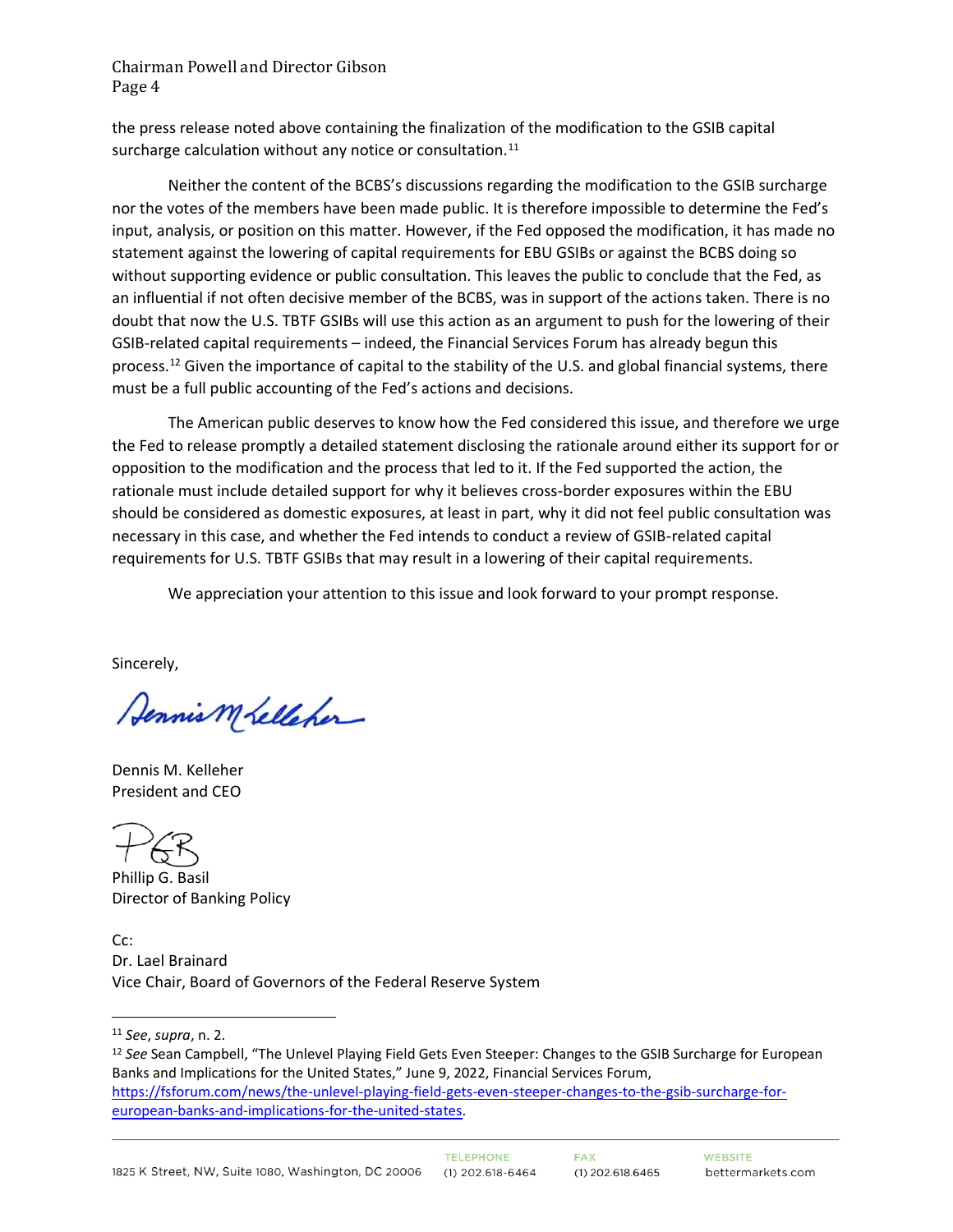the press release noted above containing the finalization of the modification to the GSIB capital surcharge calculation without any notice or consultation.[11]

Neither the content of the BCBS's discussions regarding the modification to the GSIB surcharge nor the votes of the members have been made public. It is therefore impossible to determine the Fed's input, analysis, or position on this matter. However, if the Fed opposed the modification, it has made no statement against the lowering of capital requirements for EBU GSIBs or against the BCBS doing so without supporting evidence or public consultation. This leaves the public to conclude that the Fed, as an influential if not often decisive member of the BCBS, was in support of the actions taken. There is no doubt that now the U.S. TBTF GSIBs will use this action as an argument to push for the lowering of their GSIB-related capital requirements – indeed, the Financial Services Forum has already begun this process.[12] Given the importance of capital to the stability of the U.S. and global financial systems, there must be a full public accounting of the Fed's actions and decisions.

The American public deserves to know how the Fed considered this issue, and therefore we urge the Fed to release promptly a detailed statement disclosing the rationale around either its support for or opposition to the modification and the process that led to it. If the Fed supported the action, the rationale must include detailed support for why it believes cross-border exposures within the EBU should be considered as domestic exposures, at least in part, why it did not feel public consultation was necessary in this case, and whether the Fed intends to conduct a review of GSIB-related capital requirements for U.S. TBTF GSIBs that may result in a lowering of their capital requirements.

We appreciation your attention to this issue and look forward to your prompt response.

Sincerely,

Dennis M. Kelleher
President and CEO

Phillip G. Basil
Director of Banking Policy

Cc:
Dr. Lael Brainard
Vice Chair, Board of Governors of the Federal Reserve System

---

[11] *See*, *supra*, n. 2.

[12] *See* Sean Campbell, "The Unlevel Playing Field Gets Even Steeper: Changes to the GSIB Surcharge for European Banks and Implications for the United States," June 9, 2022, Financial Services Forum, https://fsforum.com/news/the-unlevel-playing-field-gets-even-steeper-changes-to-the-gsib-surcharge-for-european-banks-and-implications-for-the-united-states.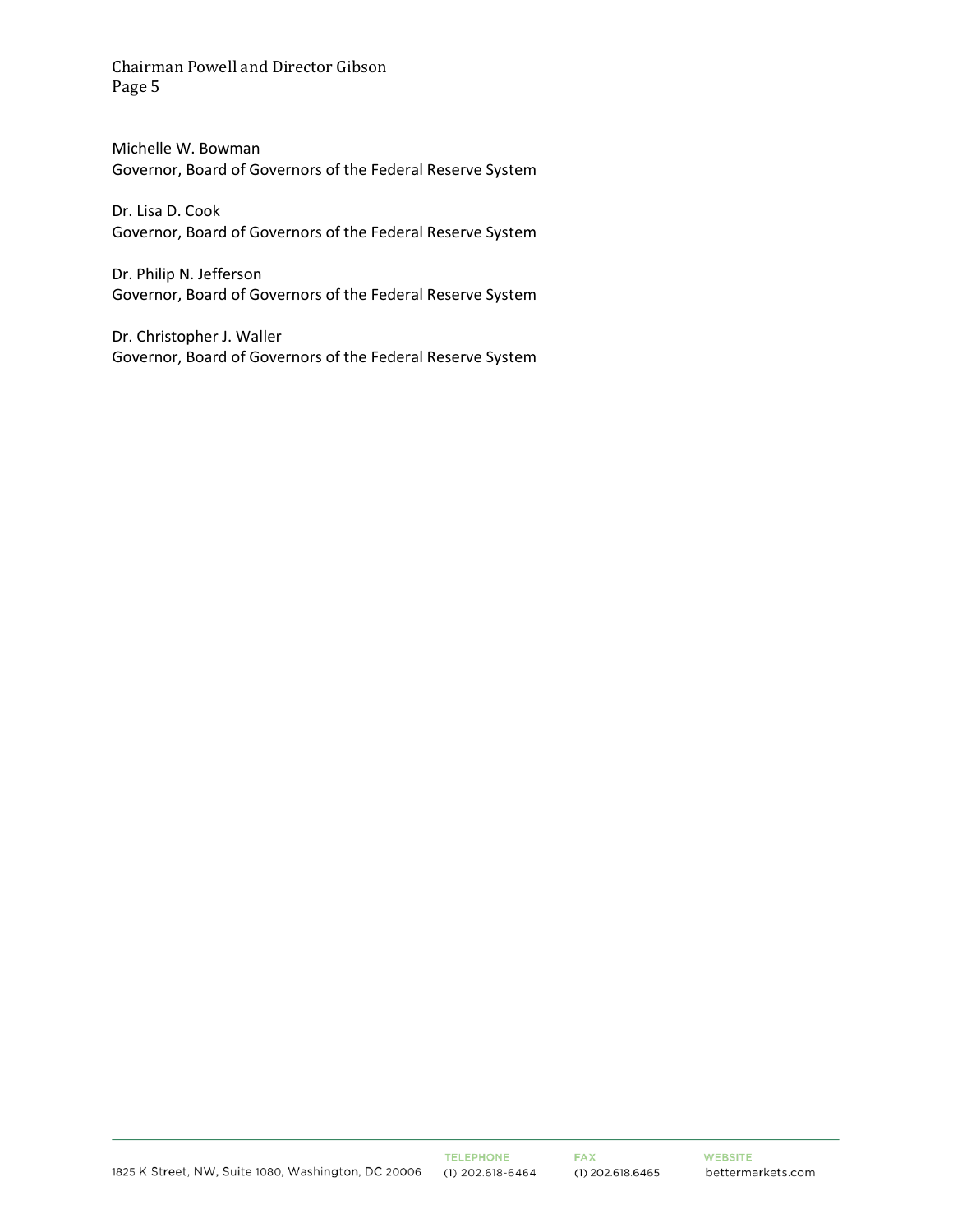Michelle W. Bowman
Governor, Board of Governors of the Federal Reserve System

Dr. Lisa D. Cook
Governor, Board of Governors of the Federal Reserve System

Dr. Philip N. Jefferson
Governor, Board of Governors of the Federal Reserve System

Dr. Christopher J. Waller
Governor, Board of Governors of the Federal Reserve System